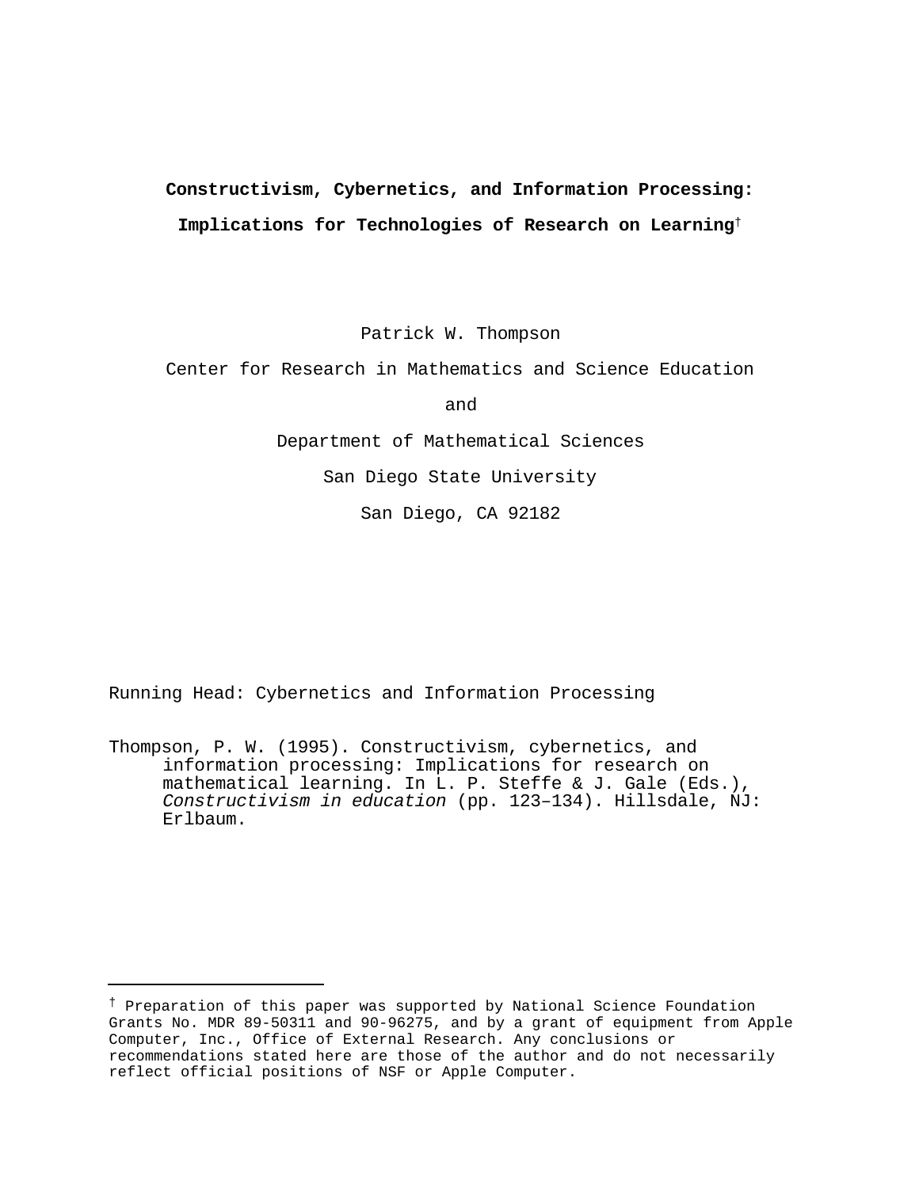# Constructivism, Cybernetics, and Information Processing: Implications for Technologies of Research on Learning†

Patrick W. Thompson

Center for Research in Mathematics and Science Education

and

Department of Mathematical Sciences

San Diego State University

San Diego, CA 92182

Running Head: Cybernetics and Information Processing

Thompson, P. W. (1995). Constructivism, cybernetics, and information processing: Implications for research on mathematical learning. In L. P. Steffe & J. Gale (Eds.), *Constructivism in education* (pp. 123–134). Hillsdale, NJ: Erlbaum.

---

† Preparation of this paper was supported by National Science Foundation Grants No. MDR 89-50311 and 90-96275, and by a grant of equipment from Apple Computer, Inc., Office of External Research. Any conclusions or recommendations stated here are those of the author and do not necessarily reflect official positions of NSF or Apple Computer.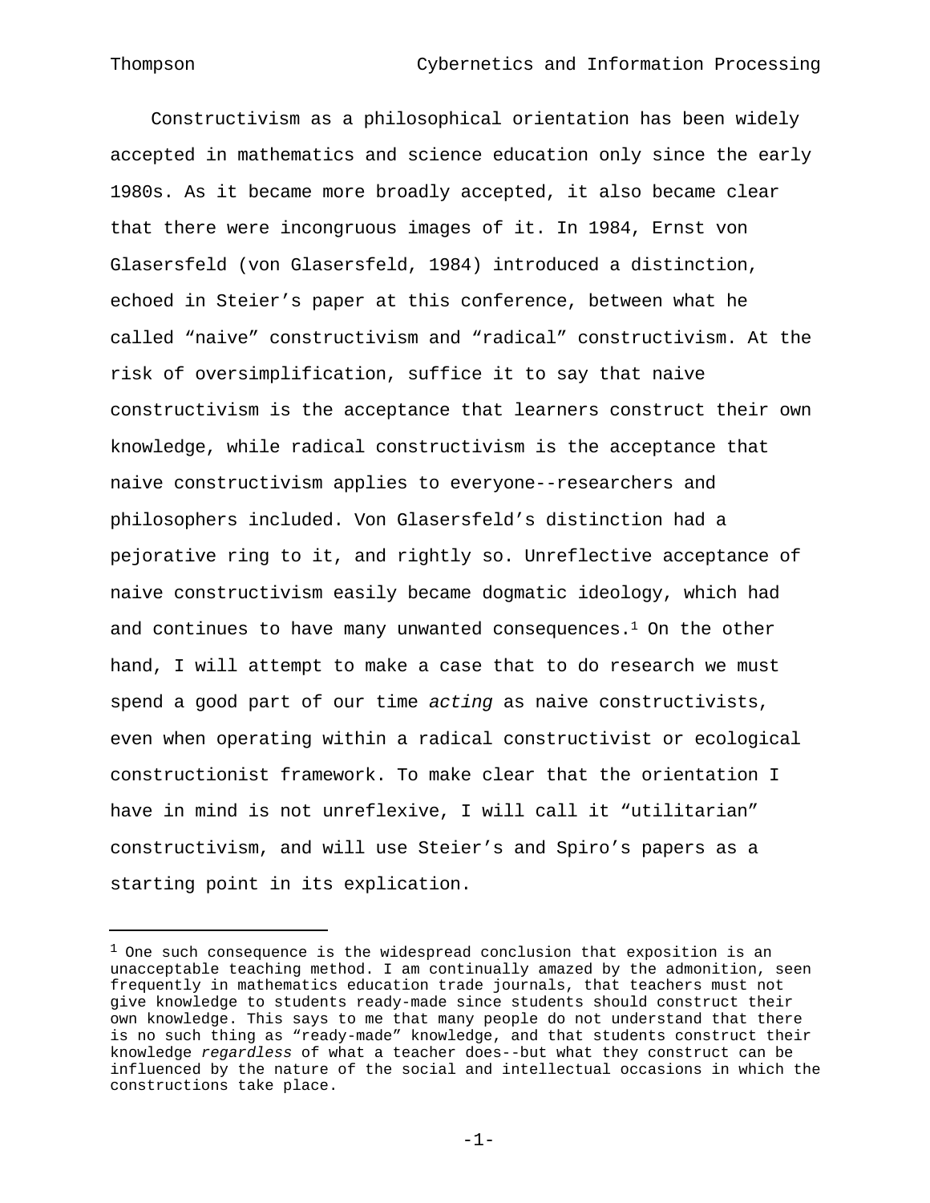Constructivism as a philosophical orientation has been widely accepted in mathematics and science education only since the early 1980s. As it became more broadly accepted, it also became clear that there were incongruous images of it. In 1984, Ernst von Glasersfeld (von Glasersfeld, 1984) introduced a distinction, echoed in Steier's paper at this conference, between what he called "naive" constructivism and "radical" constructivism. At the risk of oversimplification, suffice it to say that naive constructivism is the acceptance that learners construct their own knowledge, while radical constructivism is the acceptance that naive constructivism applies to everyone--researchers and philosophers included. Von Glasersfeld's distinction had a pejorative ring to it, and rightly so. Unreflective acceptance of naive constructivism easily became dogmatic ideology, which had and continues to have many unwanted consequences.[1] On the other hand, I will attempt to make a case that to do research we must spend a good part of our time *acting* as naive constructivists, even when operating within a radical constructivist or ecological constructionist framework. To make clear that the orientation I have in mind is not unreflexive, I will call it "utilitarian" constructivism, and will use Steier's and Spiro's papers as a starting point in its explication.

---

[1] One such consequence is the widespread conclusion that exposition is an unacceptable teaching method. I am continually amazed by the admonition, seen frequently in mathematics education trade journals, that teachers must not give knowledge to students ready-made since students should construct their own knowledge. This says to me that many people do not understand that there is no such thing as "ready-made" knowledge, and that students construct their knowledge *regardless* of what a teacher does--but what they construct can be influenced by the nature of the social and intellectual occasions in which the constructions take place.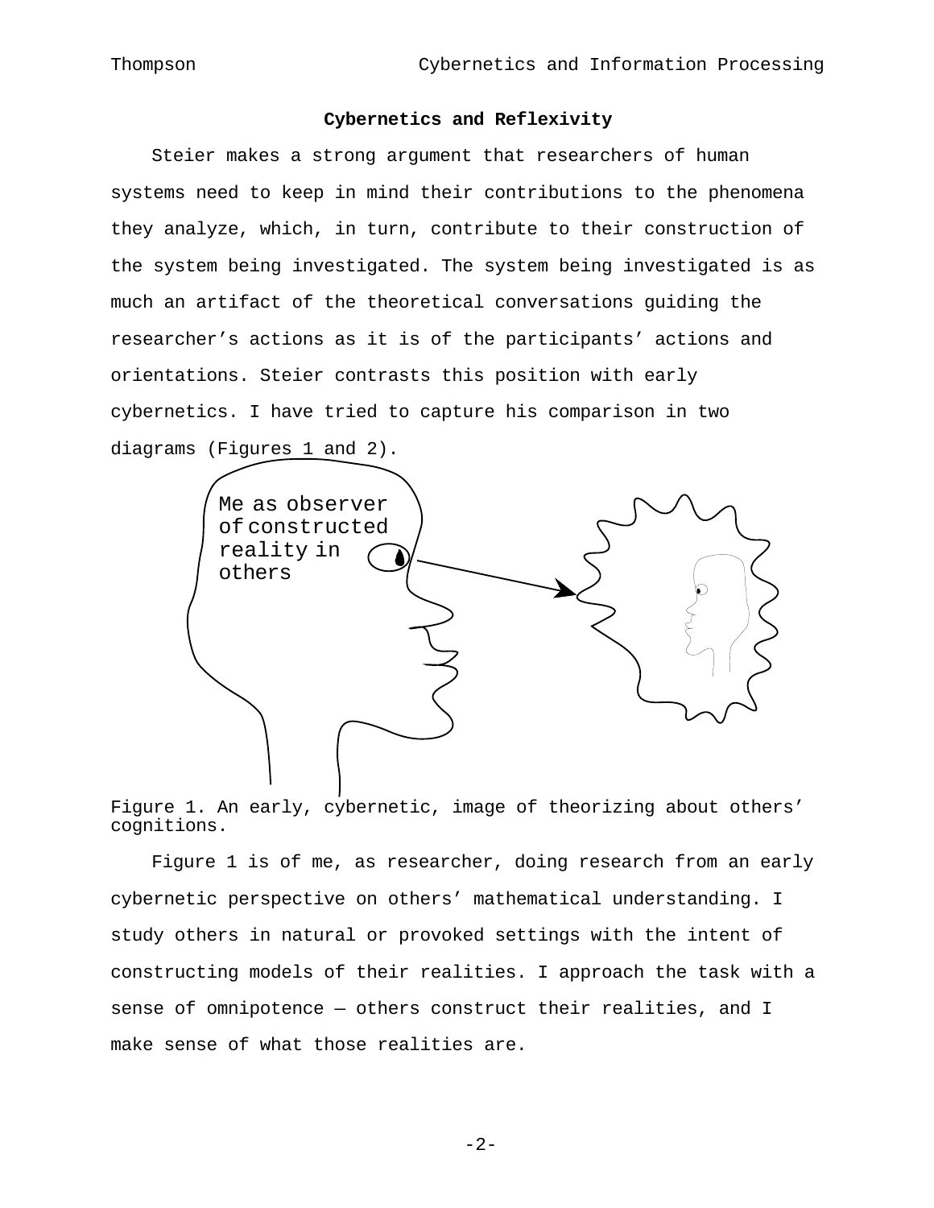**Cybernetics and Reflexivity**

Steier makes a strong argument that researchers of human systems need to keep in mind their contributions to the phenomena they analyze, which, in turn, contribute to their construction of the system being investigated. The system being investigated is as much an artifact of the theoretical conversations guiding the researcher's actions as it is of the participants' actions and orientations. Steier contrasts this position with early cybernetics. I have tried to capture his comparison in two diagrams (Figures 1 and 2).

Me as observer of constructed reality in others

Figure 1. An early, cybernetic, image of theorizing about others' cognitions.

Figure 1 is of me, as researcher, doing research from an early cybernetic perspective on others' mathematical understanding. I study others in natural or provoked settings with the intent of constructing models of their realities. I approach the task with a sense of omnipotence — others construct their realities, and I make sense of what those realities are.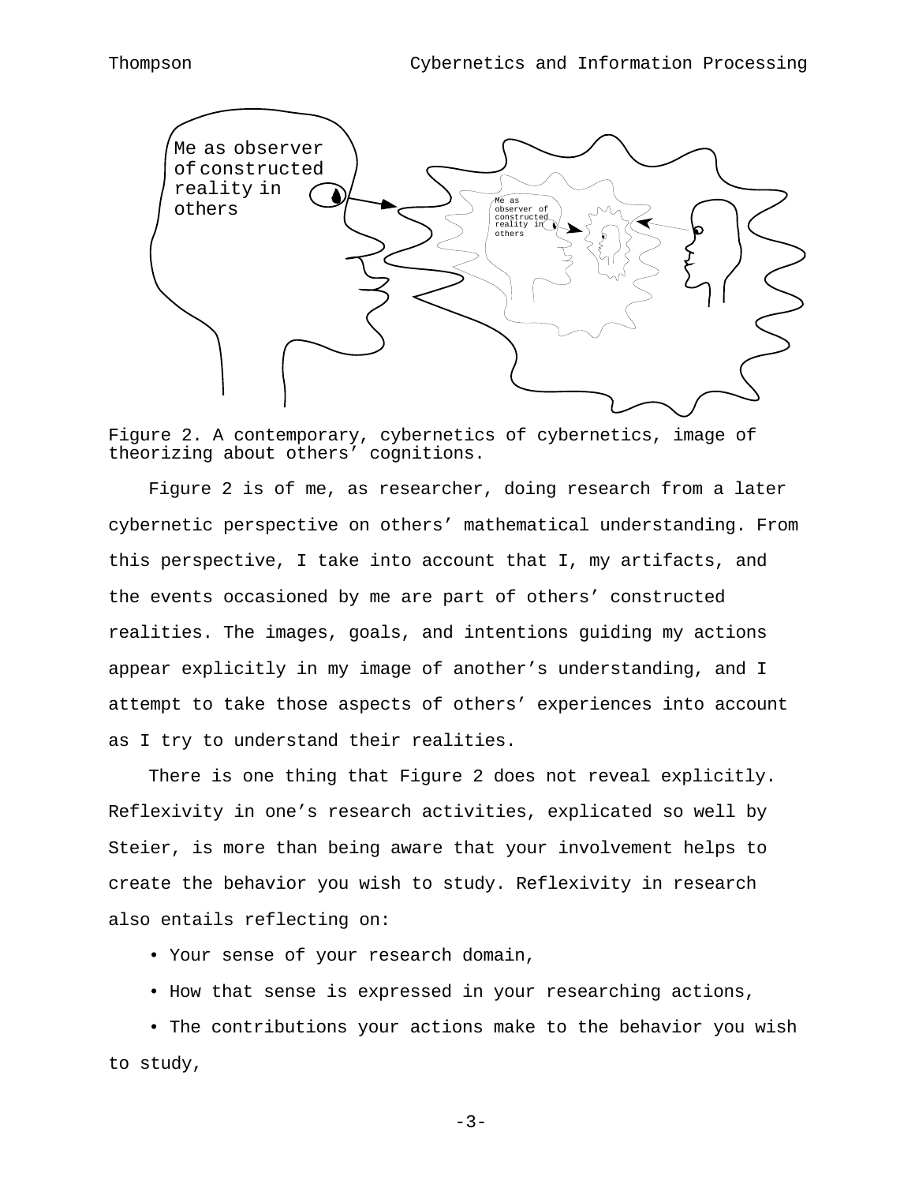Figure 2. A contemporary, cybernetics of cybernetics, image of theorizing about others' cognitions.

Figure 2 is of me, as researcher, doing research from a later cybernetic perspective on others' mathematical understanding. From this perspective, I take into account that I, my artifacts, and the events occasioned by me are part of others' constructed realities. The images, goals, and intentions guiding my actions appear explicitly in my image of another's understanding, and I attempt to take those aspects of others' experiences into account as I try to understand their realities.

There is one thing that Figure 2 does not reveal explicitly. Reflexivity in one's research activities, explicated so well by Steier, is more than being aware that your involvement helps to create the behavior you wish to study. Reflexivity in research also entails reflecting on:

- Your sense of your research domain,
- How that sense is expressed in your researching actions,
- The contributions your actions make to the behavior you wish to study,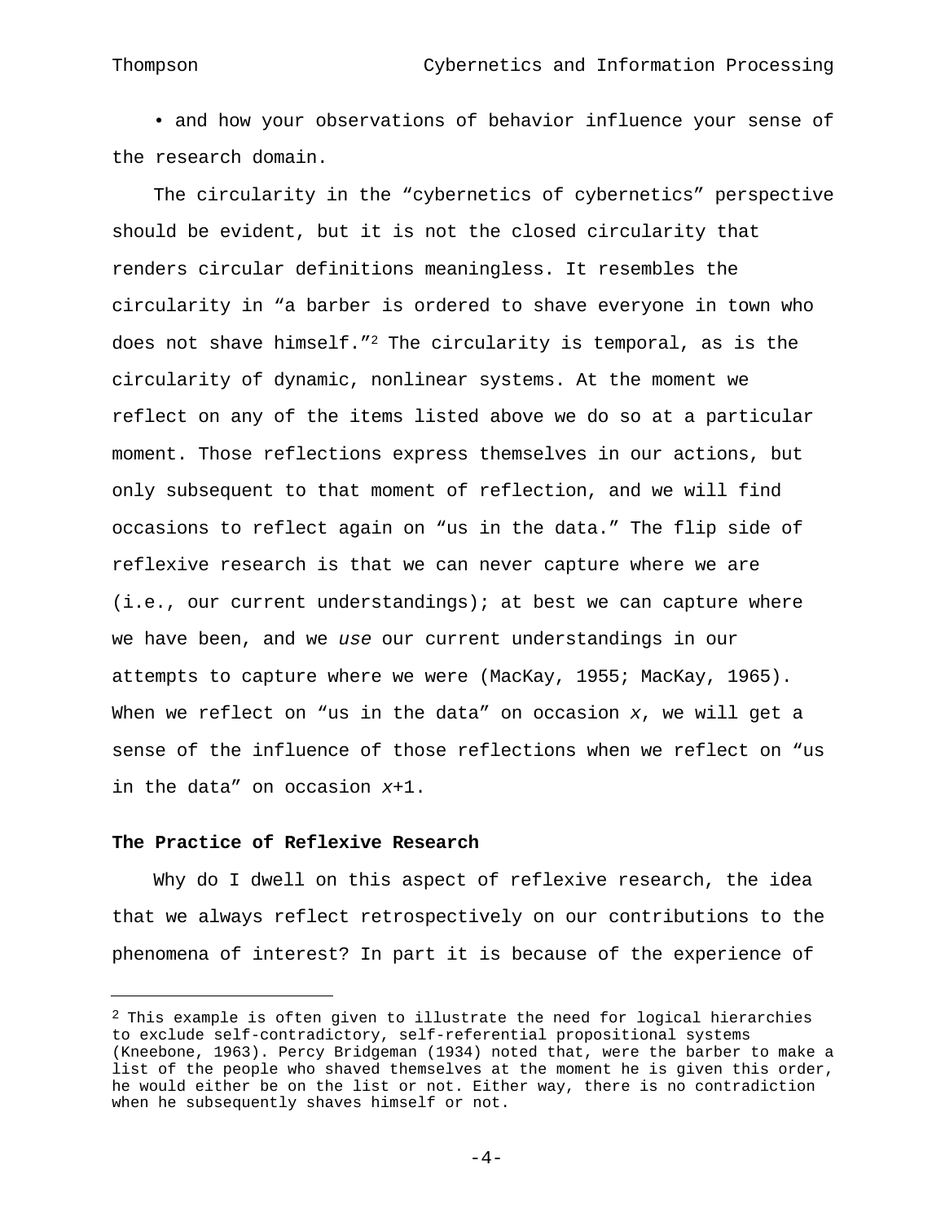• and how your observations of behavior influence your sense of the research domain.

The circularity in the "cybernetics of cybernetics" perspective should be evident, but it is not the closed circularity that renders circular definitions meaningless. It resembles the circularity in "a barber is ordered to shave everyone in town who does not shave himself."[2] The circularity is temporal, as is the circularity of dynamic, nonlinear systems. At the moment we reflect on any of the items listed above we do so at a particular moment. Those reflections express themselves in our actions, but only subsequent to that moment of reflection, and we will find occasions to reflect again on "us in the data." The flip side of reflexive research is that we can never capture where we are (i.e., our current understandings); at best we can capture where we have been, and we *use* our current understandings in our attempts to capture where we were (MacKay, 1955; MacKay, 1965). When we reflect on "us in the data" on occasion *x*, we will get a sense of the influence of those reflections when we reflect on "us in the data" on occasion *x*+1.

## The Practice of Reflexive Research

Why do I dwell on this aspect of reflexive research, the idea that we always reflect retrospectively on our contributions to the phenomena of interest? In part it is because of the experience of

---

[2] This example is often given to illustrate the need for logical hierarchies to exclude self-contradictory, self-referential propositional systems (Kneebone, 1963). Percy Bridgeman (1934) noted that, were the barber to make a list of the people who shaved themselves at the moment he is given this order, he would either be on the list or not. Either way, there is no contradiction when he subsequently shaves himself or not.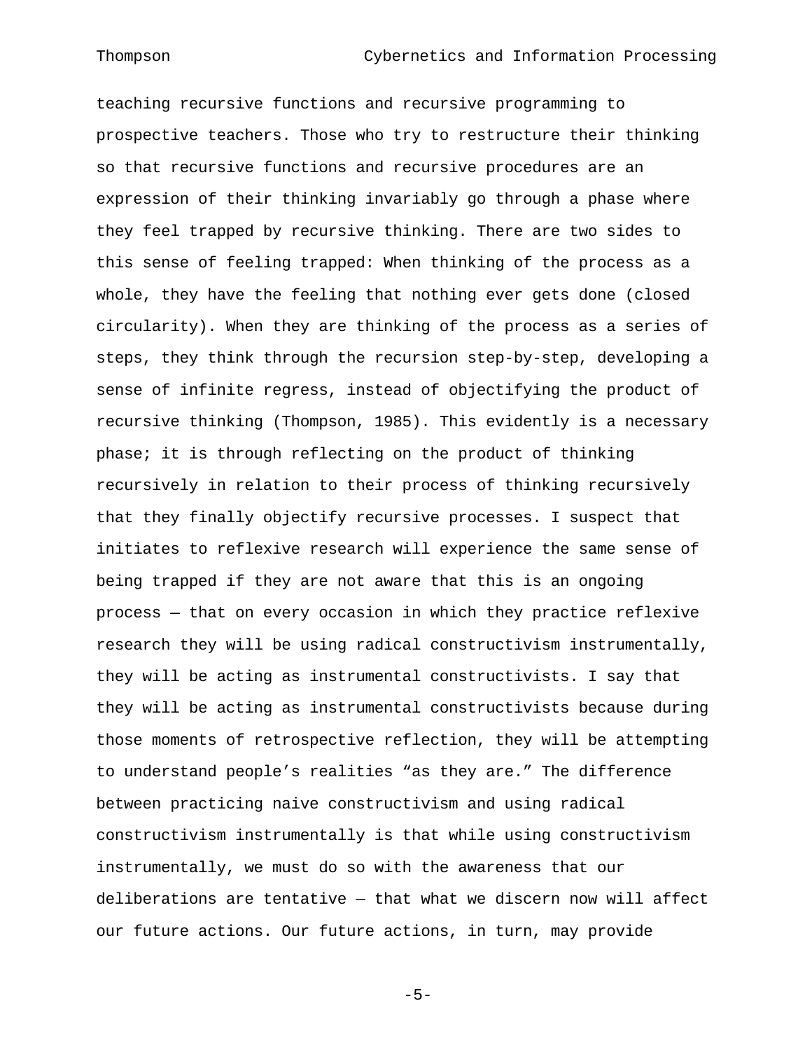teaching recursive functions and recursive programming to prospective teachers. Those who try to restructure their thinking so that recursive functions and recursive procedures are an expression of their thinking invariably go through a phase where they feel trapped by recursive thinking. There are two sides to this sense of feeling trapped: When thinking of the process as a whole, they have the feeling that nothing ever gets done (closed circularity). When they are thinking of the process as a series of steps, they think through the recursion step-by-step, developing a sense of infinite regress, instead of objectifying the product of recursive thinking (Thompson, 1985). This evidently is a necessary phase; it is through reflecting on the product of thinking recursively in relation to their process of thinking recursively that they finally objectify recursive processes. I suspect that initiates to reflexive research will experience the same sense of being trapped if they are not aware that this is an ongoing process — that on every occasion in which they practice reflexive research they will be using radical constructivism instrumentally, they will be acting as instrumental constructivists. I say that they will be acting as instrumental constructivists because during those moments of retrospective reflection, they will be attempting to understand people's realities "as they are." The difference between practicing naive constructivism and using radical constructivism instrumentally is that while using constructivism instrumentally, we must do so with the awareness that our deliberations are tentative — that what we discern now will affect our future actions. Our future actions, in turn, may provide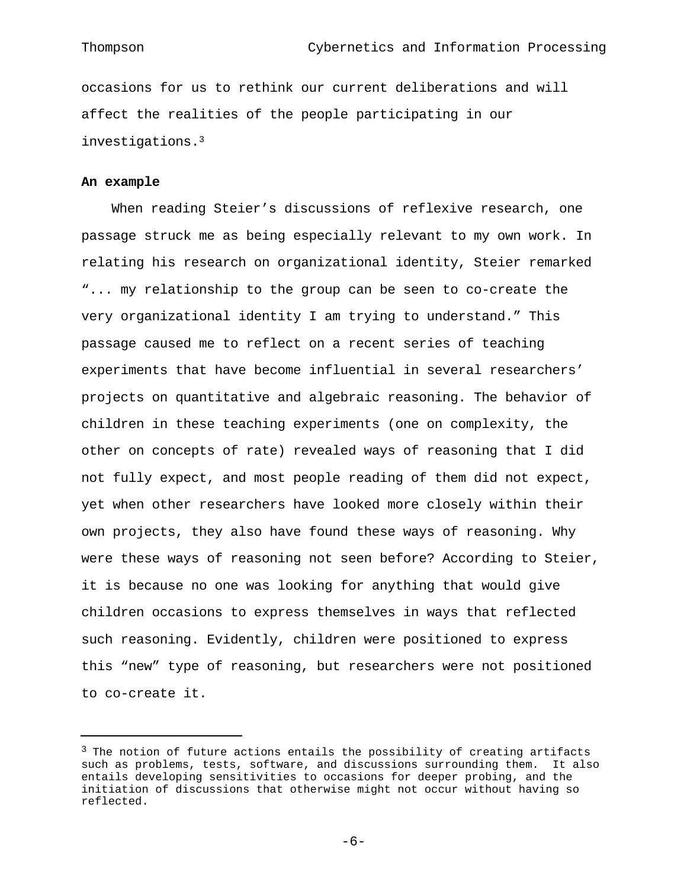occasions for us to rethink our current deliberations and will affect the realities of the people participating in our investigations.[3]

**An example**

When reading Steier's discussions of reflexive research, one passage struck me as being especially relevant to my own work. In relating his research on organizational identity, Steier remarked "... my relationship to the group can be seen to co-create the very organizational identity I am trying to understand." This passage caused me to reflect on a recent series of teaching experiments that have become influential in several researchers' projects on quantitative and algebraic reasoning. The behavior of children in these teaching experiments (one on complexity, the other on concepts of rate) revealed ways of reasoning that I did not fully expect, and most people reading of them did not expect, yet when other researchers have looked more closely within their own projects, they also have found these ways of reasoning. Why were these ways of reasoning not seen before? According to Steier, it is because no one was looking for anything that would give children occasions to express themselves in ways that reflected such reasoning. Evidently, children were positioned to express this "new" type of reasoning, but researchers were not positioned to co-create it.

---

[3] The notion of future actions entails the possibility of creating artifacts such as problems, tests, software, and discussions surrounding them. It also entails developing sensitivities to occasions for deeper probing, and the initiation of discussions that otherwise might not occur without having so reflected.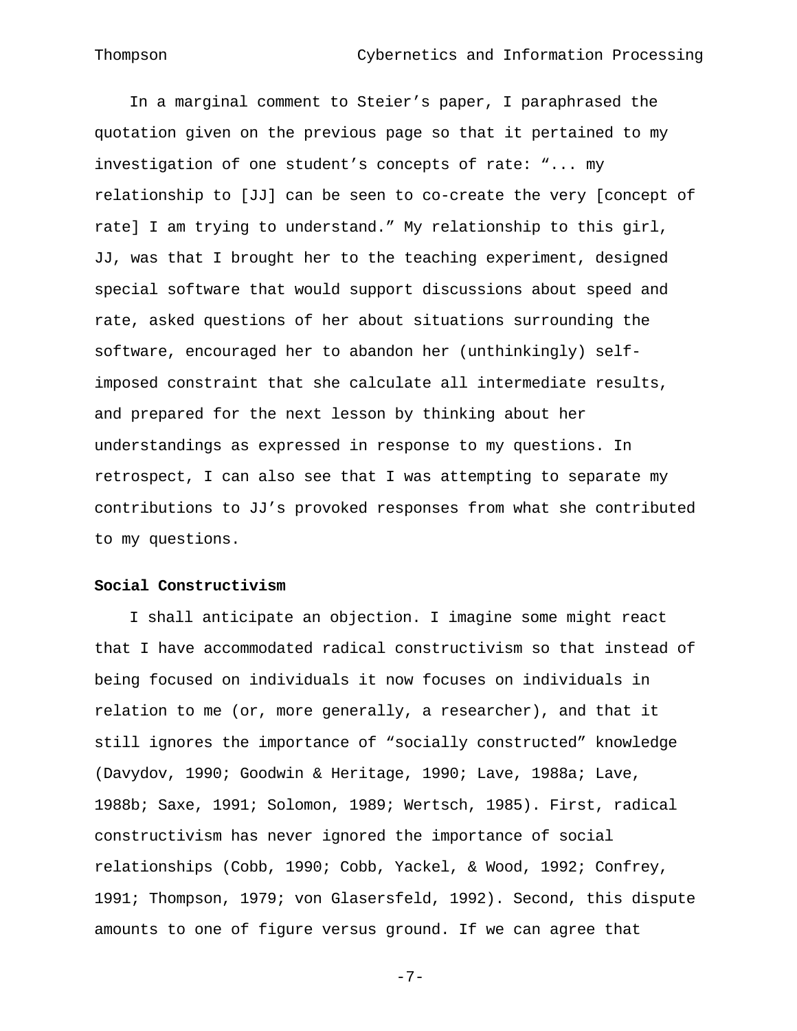In a marginal comment to Steier's paper, I paraphrased the quotation given on the previous page so that it pertained to my investigation of one student's concepts of rate: "... my relationship to [JJ] can be seen to co-create the very [concept of rate] I am trying to understand." My relationship to this girl, JJ, was that I brought her to the teaching experiment, designed special software that would support discussions about speed and rate, asked questions of her about situations surrounding the software, encouraged her to abandon her (unthinkingly) self-imposed constraint that she calculate all intermediate results, and prepared for the next lesson by thinking about her understandings as expressed in response to my questions. In retrospect, I can also see that I was attempting to separate my contributions to JJ's provoked responses from what she contributed to my questions.

### Social Constructivism

I shall anticipate an objection. I imagine some might react that I have accommodated radical constructivism so that instead of being focused on individuals it now focuses on individuals in relation to me (or, more generally, a researcher), and that it still ignores the importance of "socially constructed" knowledge (Davydov, 1990; Goodwin & Heritage, 1990; Lave, 1988a; Lave, 1988b; Saxe, 1991; Solomon, 1989; Wertsch, 1985). First, radical constructivism has never ignored the importance of social relationships (Cobb, 1990; Cobb, Yackel, & Wood, 1992; Confrey, 1991; Thompson, 1979; von Glasersfeld, 1992). Second, this dispute amounts to one of figure versus ground. If we can agree that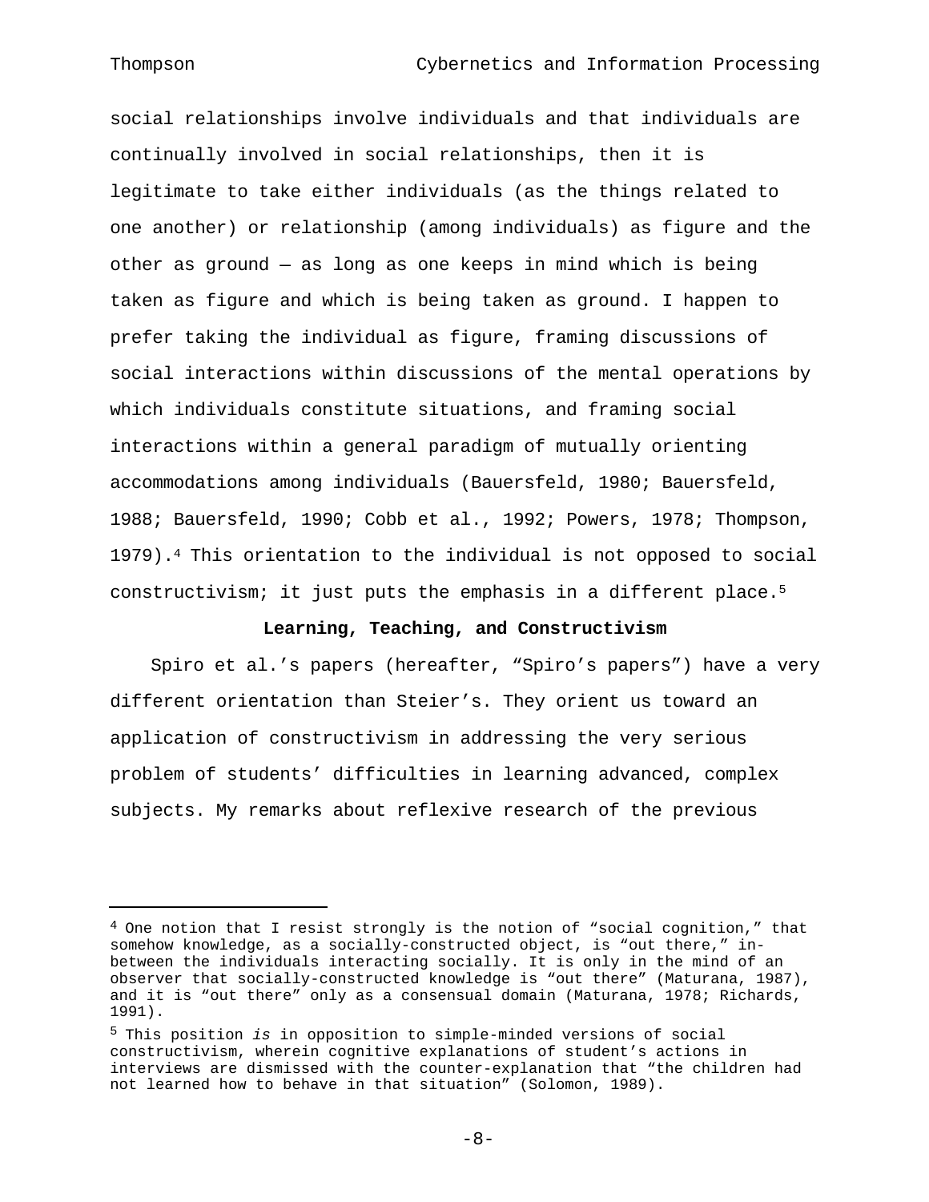social relationships involve individuals and that individuals are continually involved in social relationships, then it is legitimate to take either individuals (as the things related to one another) or relationship (among individuals) as figure and the other as ground — as long as one keeps in mind which is being taken as figure and which is being taken as ground. I happen to prefer taking the individual as figure, framing discussions of social interactions within discussions of the mental operations by which individuals constitute situations, and framing social interactions within a general paradigm of mutually orienting accommodations among individuals (Bauersfeld, 1980; Bauersfeld, 1988; Bauersfeld, 1990; Cobb et al., 1992; Powers, 1978; Thompson, 1979).[4] This orientation to the individual is not opposed to social constructivism; it just puts the emphasis in a different place.[5]

## Learning, Teaching, and Constructivism

Spiro et al.'s papers (hereafter, "Spiro's papers") have a very different orientation than Steier's. They orient us toward an application of constructivism in addressing the very serious problem of students' difficulties in learning advanced, complex subjects. My remarks about reflexive research of the previous

---

[4] One notion that I resist strongly is the notion of "social cognition," that somehow knowledge, as a socially-constructed object, is "out there," in-between the individuals interacting socially. It is only in the mind of an observer that socially-constructed knowledge is "out there" (Maturana, 1987), and it is "out there" only as a consensual domain (Maturana, 1978; Richards, 1991).

[5] This position *is* in opposition to simple-minded versions of social constructivism, wherein cognitive explanations of student's actions in interviews are dismissed with the counter-explanation that "the children had not learned how to behave in that situation" (Solomon, 1989).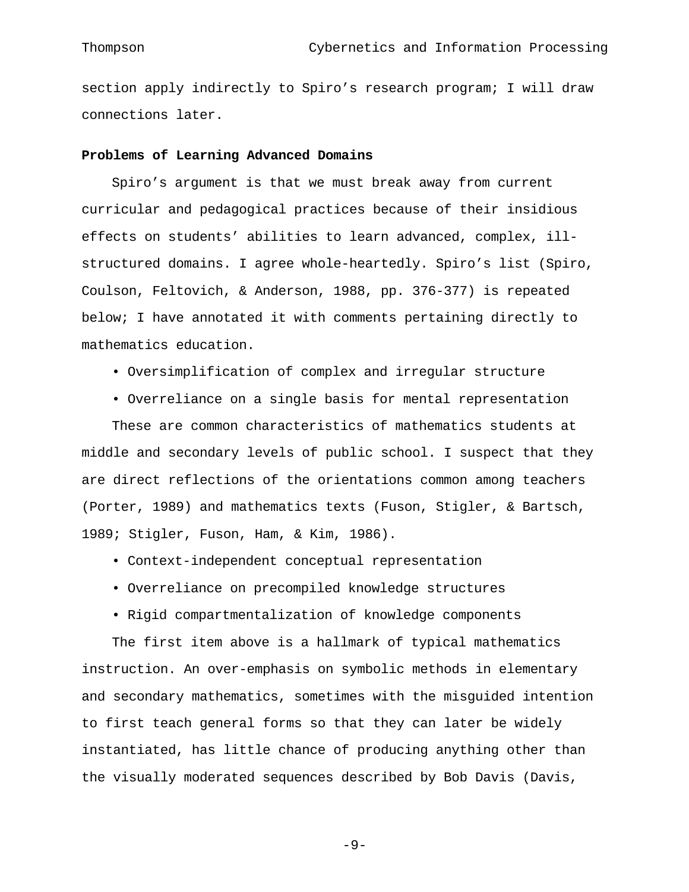section apply indirectly to Spiro's research program; I will draw connections later.

**Problems of Learning Advanced Domains**

Spiro's argument is that we must break away from current curricular and pedagogical practices because of their insidious effects on students' abilities to learn advanced, complex, ill-structured domains. I agree whole-heartedly. Spiro's list (Spiro, Coulson, Feltovich, & Anderson, 1988, pp. 376-377) is repeated below; I have annotated it with comments pertaining directly to mathematics education.

- Oversimplification of complex and irregular structure
- Overreliance on a single basis for mental representation

These are common characteristics of mathematics students at middle and secondary levels of public school. I suspect that they are direct reflections of the orientations common among teachers (Porter, 1989) and mathematics texts (Fuson, Stigler, & Bartsch, 1989; Stigler, Fuson, Ham, & Kim, 1986).

- Context-independent conceptual representation
- Overreliance on precompiled knowledge structures
- Rigid compartmentalization of knowledge components

The first item above is a hallmark of typical mathematics instruction. An over-emphasis on symbolic methods in elementary and secondary mathematics, sometimes with the misguided intention to first teach general forms so that they can later be widely instantiated, has little chance of producing anything other than the visually moderated sequences described by Bob Davis (Davis,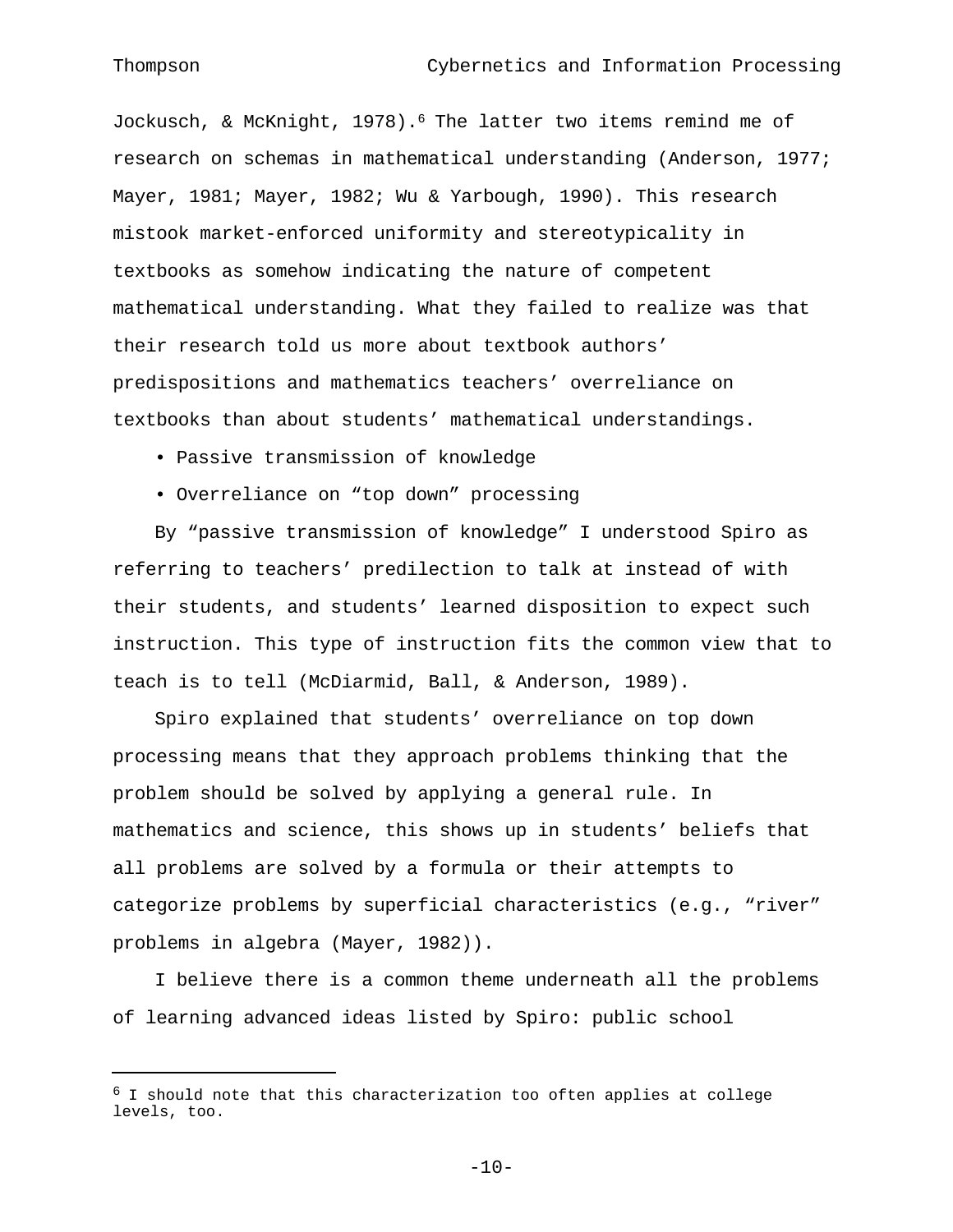Jockusch, & McKnight, 1978).[6] The latter two items remind me of research on schemas in mathematical understanding (Anderson, 1977; Mayer, 1981; Mayer, 1982; Wu & Yarbough, 1990). This research mistook market-enforced uniformity and stereotypicality in textbooks as somehow indicating the nature of competent mathematical understanding. What they failed to realize was that their research told us more about textbook authors' predispositions and mathematics teachers' overreliance on textbooks than about students' mathematical understandings.

- Passive transmission of knowledge
- Overreliance on "top down" processing

By "passive transmission of knowledge" I understood Spiro as referring to teachers' predilection to talk at instead of with their students, and students' learned disposition to expect such instruction. This type of instruction fits the common view that to teach is to tell (McDiarmid, Ball, & Anderson, 1989).

Spiro explained that students' overreliance on top down processing means that they approach problems thinking that the problem should be solved by applying a general rule. In mathematics and science, this shows up in students' beliefs that all problems are solved by a formula or their attempts to categorize problems by superficial characteristics (e.g., "river" problems in algebra (Mayer, 1982)).

I believe there is a common theme underneath all the problems of learning advanced ideas listed by Spiro: public school

---

[6] I should note that this characterization too often applies at college levels, too.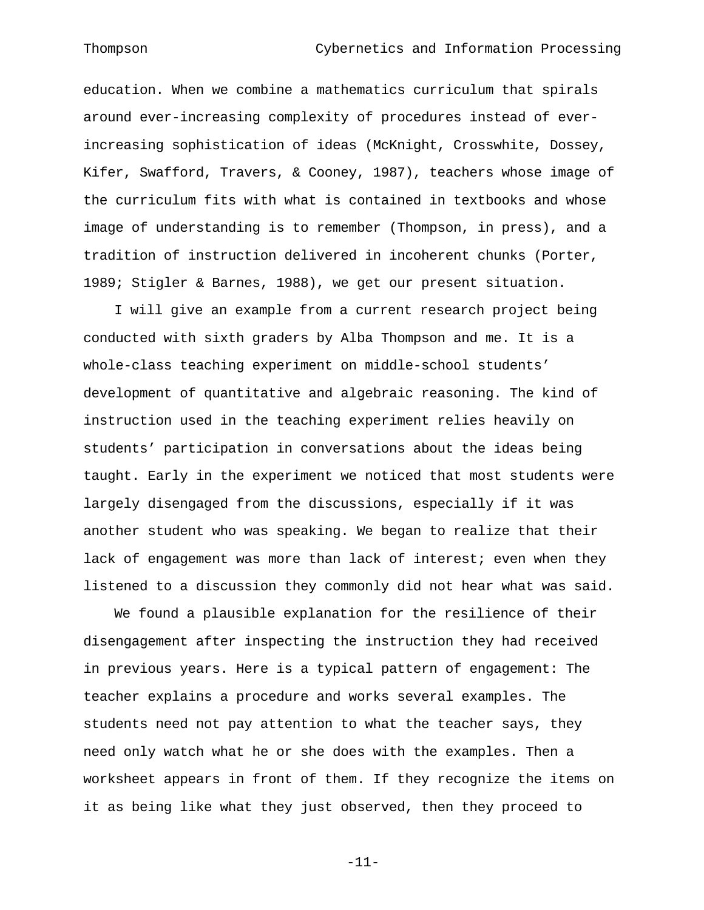education. When we combine a mathematics curriculum that spirals around ever-increasing complexity of procedures instead of ever-increasing sophistication of ideas (McKnight, Crosswhite, Dossey, Kifer, Swafford, Travers, & Cooney, 1987), teachers whose image of the curriculum fits with what is contained in textbooks and whose image of understanding is to remember (Thompson, in press), and a tradition of instruction delivered in incoherent chunks (Porter, 1989; Stigler & Barnes, 1988), we get our present situation.

I will give an example from a current research project being conducted with sixth graders by Alba Thompson and me. It is a whole-class teaching experiment on middle-school students' development of quantitative and algebraic reasoning. The kind of instruction used in the teaching experiment relies heavily on students' participation in conversations about the ideas being taught. Early in the experiment we noticed that most students were largely disengaged from the discussions, especially if it was another student who was speaking. We began to realize that their lack of engagement was more than lack of interest; even when they listened to a discussion they commonly did not hear what was said.

We found a plausible explanation for the resilience of their disengagement after inspecting the instruction they had received in previous years. Here is a typical pattern of engagement: The teacher explains a procedure and works several examples. The students need not pay attention to what the teacher says, they need only watch what he or she does with the examples. Then a worksheet appears in front of them. If they recognize the items on it as being like what they just observed, then they proceed to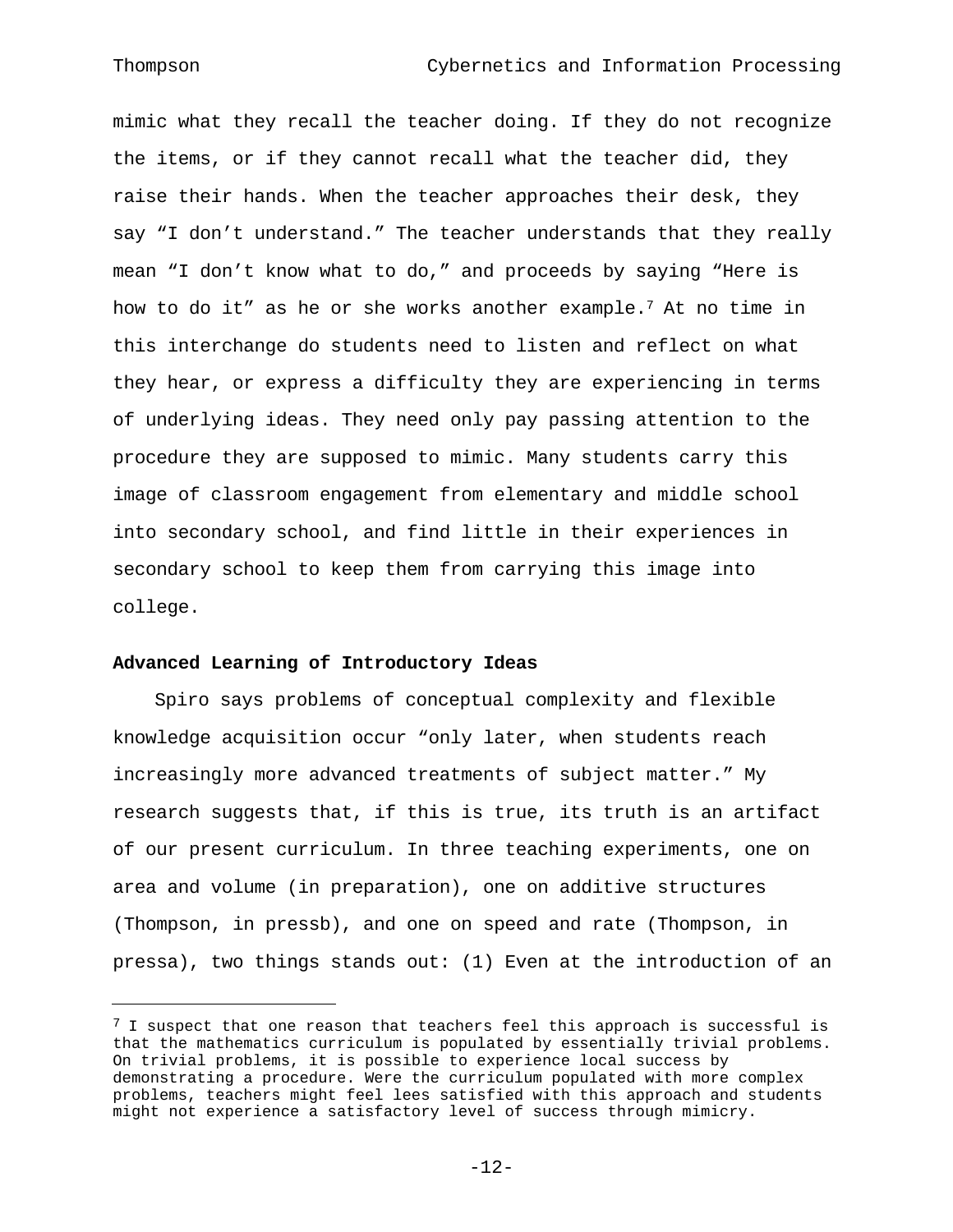mimic what they recall the teacher doing. If they do not recognize the items, or if they cannot recall what the teacher did, they raise their hands. When the teacher approaches their desk, they say “I don’t understand.” The teacher understands that they really mean “I don’t know what to do,” and proceeds by saying “Here is how to do it” as he or she works another example.[7] At no time in this interchange do students need to listen and reflect on what they hear, or express a difficulty they are experiencing in terms of underlying ideas. They need only pay passing attention to the procedure they are supposed to mimic. Many students carry this image of classroom engagement from elementary and middle school into secondary school, and find little in their experiences in secondary school to keep them from carrying this image into college.

**Advanced Learning of Introductory Ideas**

Spiro says problems of conceptual complexity and flexible knowledge acquisition occur “only later, when students reach increasingly more advanced treatments of subject matter.” My research suggests that, if this is true, its truth is an artifact of our present curriculum. In three teaching experiments, one on area and volume (in preparation), one on additive structures (Thompson, in pressb), and one on speed and rate (Thompson, in pressa), two things stands out: (1) Even at the introduction of an

---

[7] I suspect that one reason that teachers feel this approach is successful is that the mathematics curriculum is populated by essentially trivial problems. On trivial problems, it is possible to experience local success by demonstrating a procedure. Were the curriculum populated with more complex problems, teachers might feel lees satisfied with this approach and students might not experience a satisfactory level of success through mimicry.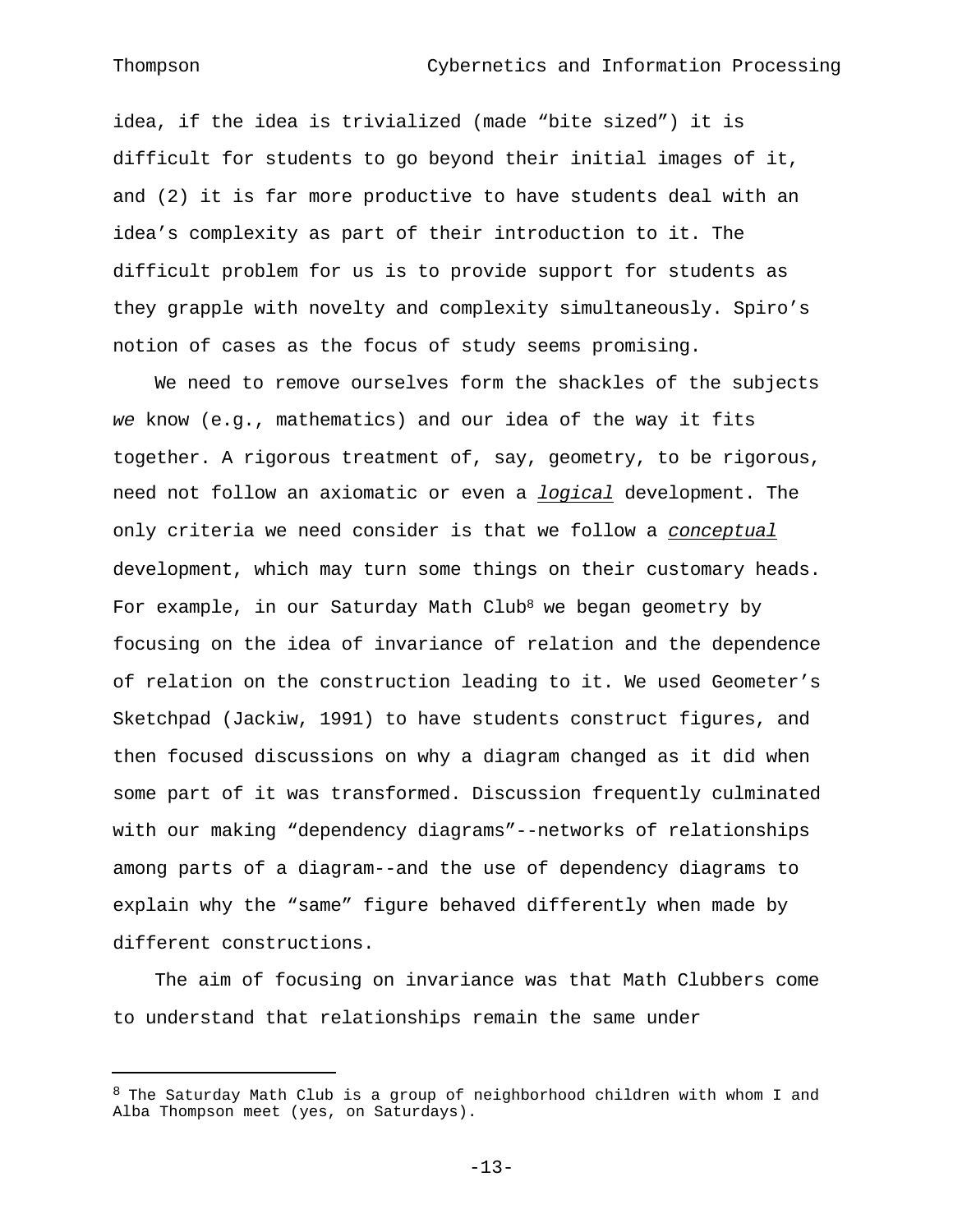idea, if the idea is trivialized (made “bite sized”) it is difficult for students to go beyond their initial images of it, and (2) it is far more productive to have students deal with an idea’s complexity as part of their introduction to it. The difficult problem for us is to provide support for students as they grapple with novelty and complexity simultaneously. Spiro’s notion of cases as the focus of study seems promising.

We need to remove ourselves form the shackles of the subjects *we* know (e.g., mathematics) and our idea of the way it fits together. A rigorous treatment of, say, geometry, to be rigorous, need not follow an axiomatic or even a *logical* development. The only criteria we need consider is that we follow a *conceptual* development, which may turn some things on their customary heads. For example, in our Saturday Math Club[8] we began geometry by focusing on the idea of invariance of relation and the dependence of relation on the construction leading to it. We used Geometer’s Sketchpad (Jackiw, 1991) to have students construct figures, and then focused discussions on why a diagram changed as it did when some part of it was transformed. Discussion frequently culminated with our making “dependency diagrams”--networks of relationships among parts of a diagram--and the use of dependency diagrams to explain why the “same” figure behaved differently when made by different constructions.

The aim of focusing on invariance was that Math Clubbers come to understand that relationships remain the same under

---

[8] The Saturday Math Club is a group of neighborhood children with whom I and Alba Thompson meet (yes, on Saturdays).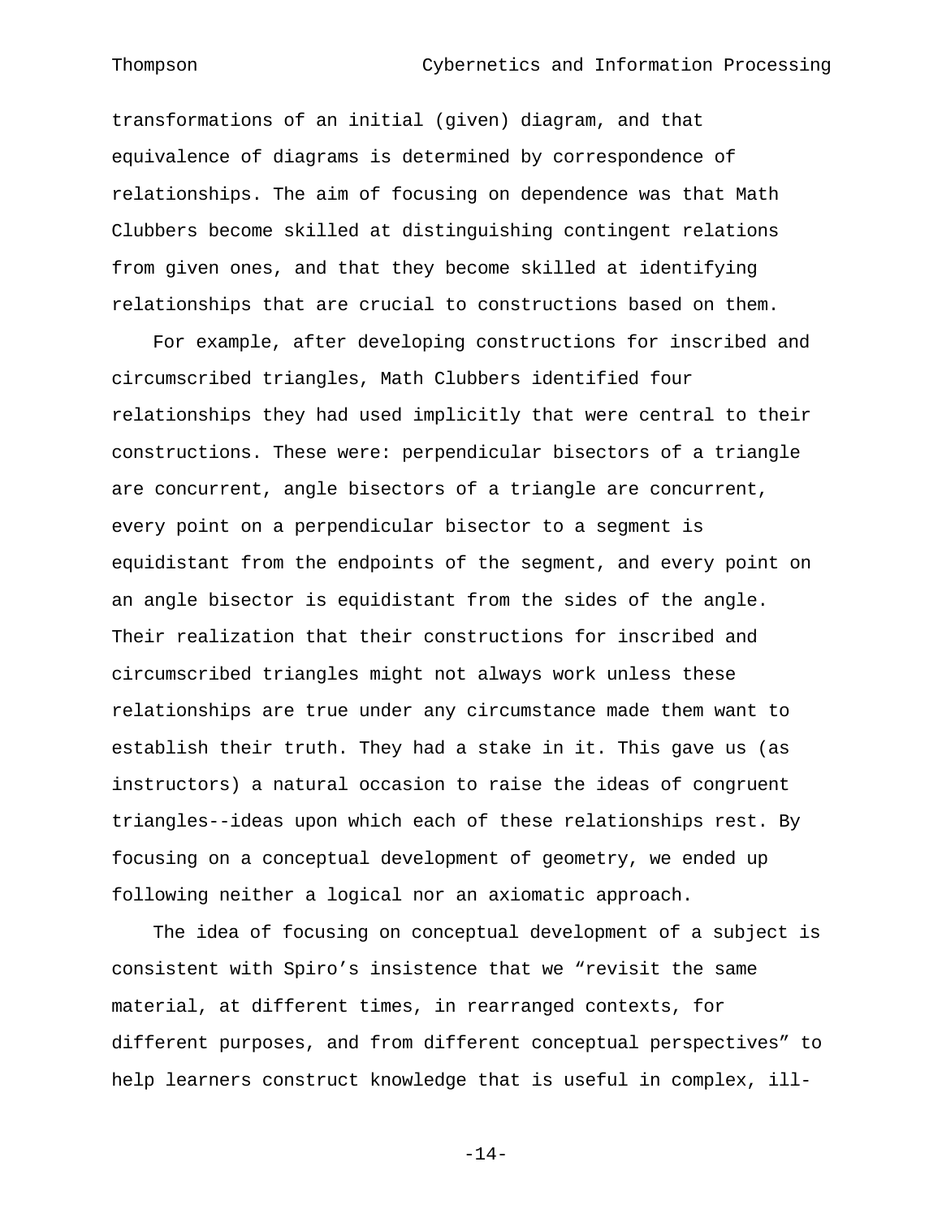transformations of an initial (given) diagram, and that equivalence of diagrams is determined by correspondence of relationships. The aim of focusing on dependence was that Math Clubbers become skilled at distinguishing contingent relations from given ones, and that they become skilled at identifying relationships that are crucial to constructions based on them.

For example, after developing constructions for inscribed and circumscribed triangles, Math Clubbers identified four relationships they had used implicitly that were central to their constructions. These were: perpendicular bisectors of a triangle are concurrent, angle bisectors of a triangle are concurrent, every point on a perpendicular bisector to a segment is equidistant from the endpoints of the segment, and every point on an angle bisector is equidistant from the sides of the angle. Their realization that their constructions for inscribed and circumscribed triangles might not always work unless these relationships are true under any circumstance made them want to establish their truth. They had a stake in it. This gave us (as instructors) a natural occasion to raise the ideas of congruent triangles--ideas upon which each of these relationships rest. By focusing on a conceptual development of geometry, we ended up following neither a logical nor an axiomatic approach.

The idea of focusing on conceptual development of a subject is consistent with Spiro's insistence that we "revisit the same material, at different times, in rearranged contexts, for different purposes, and from different conceptual perspectives" to help learners construct knowledge that is useful in complex, ill-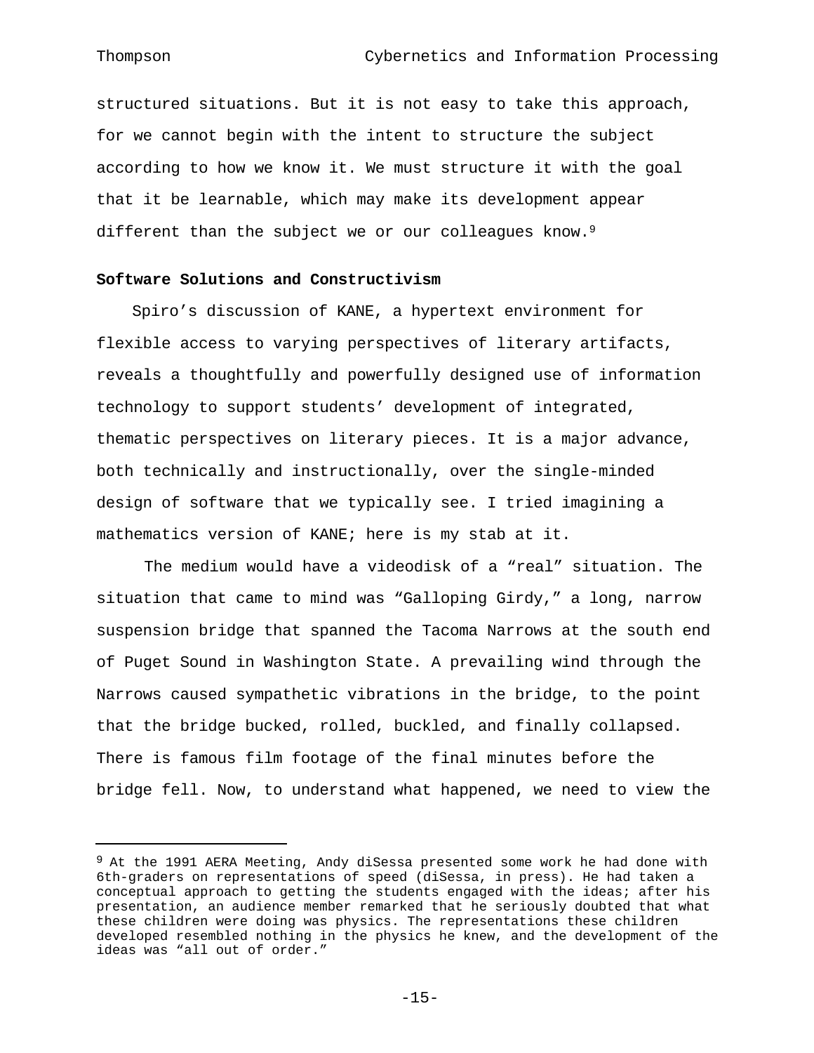structured situations. But it is not easy to take this approach, for we cannot begin with the intent to structure the subject according to how we know it. We must structure it with the goal that it be learnable, which may make its development appear different than the subject we or our colleagues know.[9]

**Software Solutions and Constructivism**

Spiro's discussion of KANE, a hypertext environment for flexible access to varying perspectives of literary artifacts, reveals a thoughtfully and powerfully designed use of information technology to support students' development of integrated, thematic perspectives on literary pieces. It is a major advance, both technically and instructionally, over the single-minded design of software that we typically see. I tried imagining a mathematics version of KANE; here is my stab at it.

The medium would have a videodisk of a "real" situation. The situation that came to mind was "Galloping Girdy," a long, narrow suspension bridge that spanned the Tacoma Narrows at the south end of Puget Sound in Washington State. A prevailing wind through the Narrows caused sympathetic vibrations in the bridge, to the point that the bridge bucked, rolled, buckled, and finally collapsed. There is famous film footage of the final minutes before the bridge fell. Now, to understand what happened, we need to view the

---

[9] At the 1991 AERA Meeting, Andy diSessa presented some work he had done with 6th-graders on representations of speed (diSessa, in press). He had taken a conceptual approach to getting the students engaged with the ideas; after his presentation, an audience member remarked that he seriously doubted that what these children were doing was physics. The representations these children developed resembled nothing in the physics he knew, and the development of the ideas was "all out of order."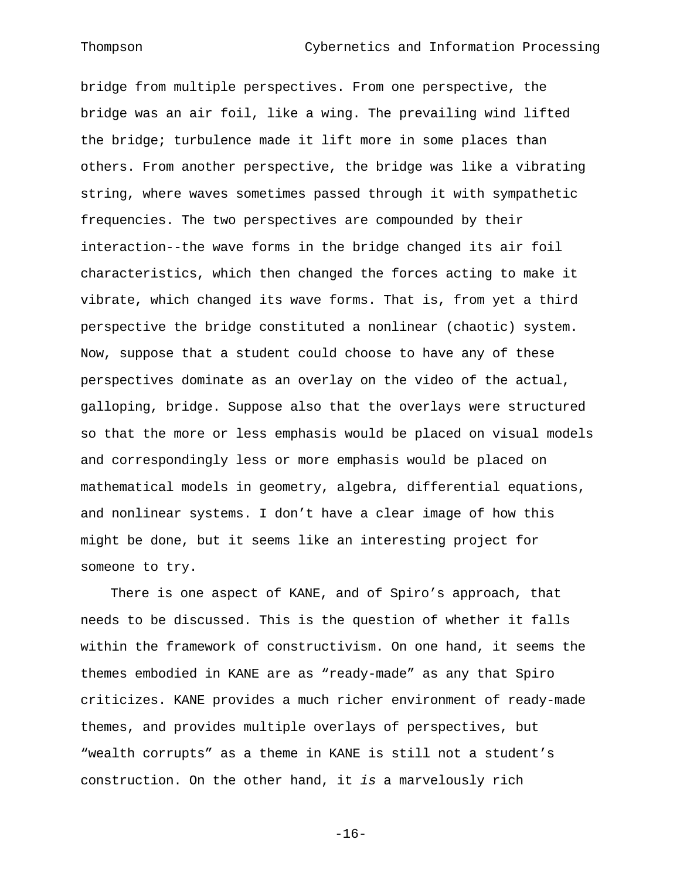bridge from multiple perspectives. From one perspective, the bridge was an air foil, like a wing. The prevailing wind lifted the bridge; turbulence made it lift more in some places than others. From another perspective, the bridge was like a vibrating string, where waves sometimes passed through it with sympathetic frequencies. The two perspectives are compounded by their interaction--the wave forms in the bridge changed its air foil characteristics, which then changed the forces acting to make it vibrate, which changed its wave forms. That is, from yet a third perspective the bridge constituted a nonlinear (chaotic) system. Now, suppose that a student could choose to have any of these perspectives dominate as an overlay on the video of the actual, galloping, bridge. Suppose also that the overlays were structured so that the more or less emphasis would be placed on visual models and correspondingly less or more emphasis would be placed on mathematical models in geometry, algebra, differential equations, and nonlinear systems. I don't have a clear image of how this might be done, but it seems like an interesting project for someone to try.

There is one aspect of KANE, and of Spiro's approach, that needs to be discussed. This is the question of whether it falls within the framework of constructivism. On one hand, it seems the themes embodied in KANE are as "ready-made" as any that Spiro criticizes. KANE provides a much richer environment of ready-made themes, and provides multiple overlays of perspectives, but "wealth corrupts" as a theme in KANE is still not a student's construction. On the other hand, it *is* a marvelously rich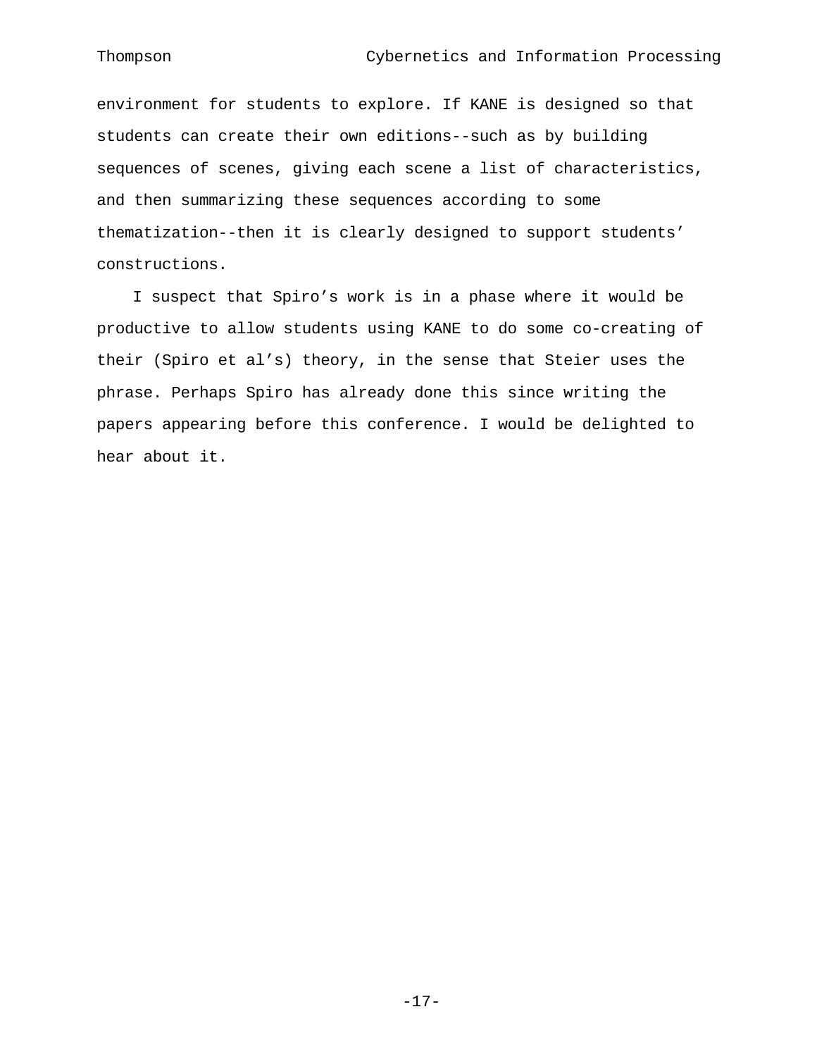environment for students to explore. If KANE is designed so that students can create their own editions--such as by building sequences of scenes, giving each scene a list of characteristics, and then summarizing these sequences according to some thematization--then it is clearly designed to support students' constructions.

I suspect that Spiro's work is in a phase where it would be productive to allow students using KANE to do some co-creating of their (Spiro et al's) theory, in the sense that Steier uses the phrase. Perhaps Spiro has already done this since writing the papers appearing before this conference. I would be delighted to hear about it.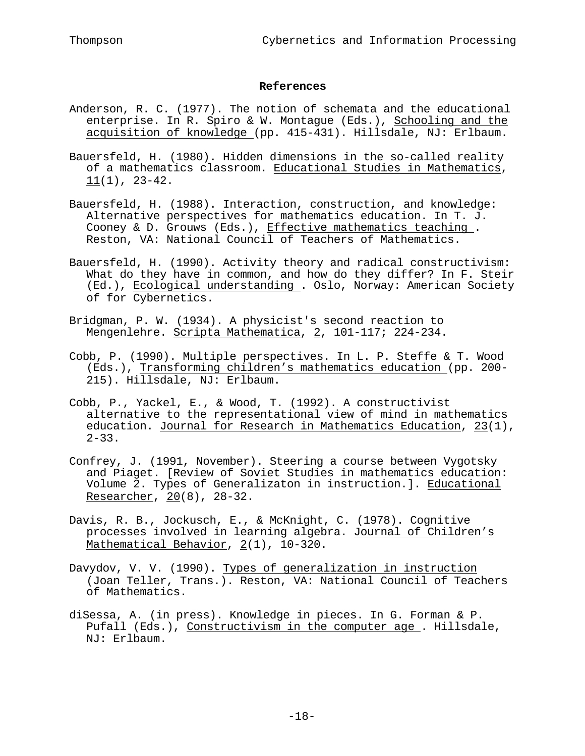## References

Anderson, R. C. (1977). The notion of schemata and the educational enterprise. In R. Spiro & W. Montague (Eds.), Schooling and the acquisition of knowledge (pp. 415-431). Hillsdale, NJ: Erlbaum.

Bauersfeld, H. (1980). Hidden dimensions in the so-called reality of a mathematics classroom. Educational Studies in Mathematics, 11(1), 23-42.

Bauersfeld, H. (1988). Interaction, construction, and knowledge: Alternative perspectives for mathematics education. In T. J. Cooney & D. Grouws (Eds.), Effective mathematics teaching . Reston, VA: National Council of Teachers of Mathematics.

Bauersfeld, H. (1990). Activity theory and radical constructivism: What do they have in common, and how do they differ? In F. Steir (Ed.), Ecological understanding . Oslo, Norway: American Society of for Cybernetics.

Bridgman, P. W. (1934). A physicist's second reaction to Mengenlehre. Scripta Mathematica, 2, 101-117; 224-234.

Cobb, P. (1990). Multiple perspectives. In L. P. Steffe & T. Wood (Eds.), Transforming children's mathematics education (pp. 200-215). Hillsdale, NJ: Erlbaum.

Cobb, P., Yackel, E., & Wood, T. (1992). A constructivist alternative to the representational view of mind in mathematics education. Journal for Research in Mathematics Education, 23(1), 2-33.

Confrey, J. (1991, November). Steering a course between Vygotsky and Piaget. [Review of Soviet Studies in mathematics education: Volume 2. Types of Generalizaton in instruction.]. Educational Researcher, 20(8), 28-32.

Davis, R. B., Jockusch, E., & McKnight, C. (1978). Cognitive processes involved in learning algebra. Journal of Children's Mathematical Behavior, 2(1), 10-320.

Davydov, V. V. (1990). Types of generalization in instruction (Joan Teller, Trans.). Reston, VA: National Council of Teachers of Mathematics.

diSessa, A. (in press). Knowledge in pieces. In G. Forman & P. Pufall (Eds.), Constructivism in the computer age . Hillsdale, NJ: Erlbaum.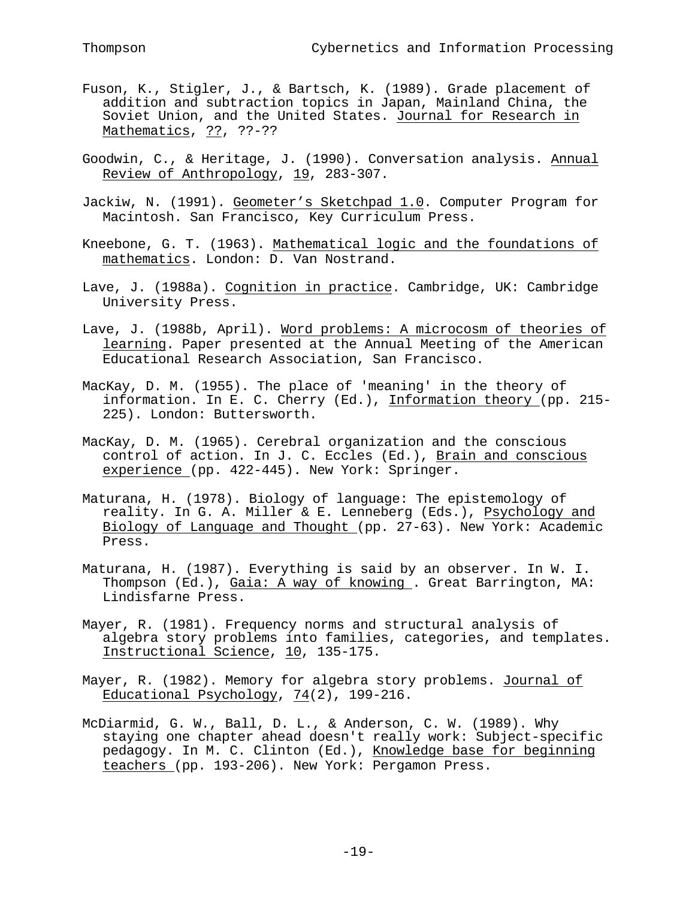Fuson, K., Stigler, J., & Bartsch, K. (1989). Grade placement of addition and subtraction topics in Japan, Mainland China, the Soviet Union, and the United States. Journal for Research in Mathematics, ??, ??-??

Goodwin, C., & Heritage, J. (1990). Conversation analysis. Annual Review of Anthropology, 19, 283-307.

Jackiw, N. (1991). Geometer's Sketchpad 1.0. Computer Program for Macintosh. San Francisco, Key Curriculum Press.

Kneebone, G. T. (1963). Mathematical logic and the foundations of mathematics. London: D. Van Nostrand.

Lave, J. (1988a). Cognition in practice. Cambridge, UK: Cambridge University Press.

Lave, J. (1988b, April). Word problems: A microcosm of theories of learning. Paper presented at the Annual Meeting of the American Educational Research Association, San Francisco.

MacKay, D. M. (1955). The place of 'meaning' in the theory of information. In E. C. Cherry (Ed.), Information theory (pp. 215-225). London: Buttersworth.

MacKay, D. M. (1965). Cerebral organization and the conscious control of action. In J. C. Eccles (Ed.), Brain and conscious experience (pp. 422-445). New York: Springer.

Maturana, H. (1978). Biology of language: The epistemology of reality. In G. A. Miller & E. Lenneberg (Eds.), Psychology and Biology of Language and Thought (pp. 27-63). New York: Academic Press.

Maturana, H. (1987). Everything is said by an observer. In W. I. Thompson (Ed.), Gaia: A way of knowing . Great Barrington, MA: Lindisfarne Press.

Mayer, R. (1981). Frequency norms and structural analysis of algebra story problems into families, categories, and templates. Instructional Science, 10, 135-175.

Mayer, R. (1982). Memory for algebra story problems. Journal of Educational Psychology, 74(2), 199-216.

McDiarmid, G. W., Ball, D. L., & Anderson, C. W. (1989). Why staying one chapter ahead doesn't really work: Subject-specific pedagogy. In M. C. Clinton (Ed.), Knowledge base for beginning teachers (pp. 193-206). New York: Pergamon Press.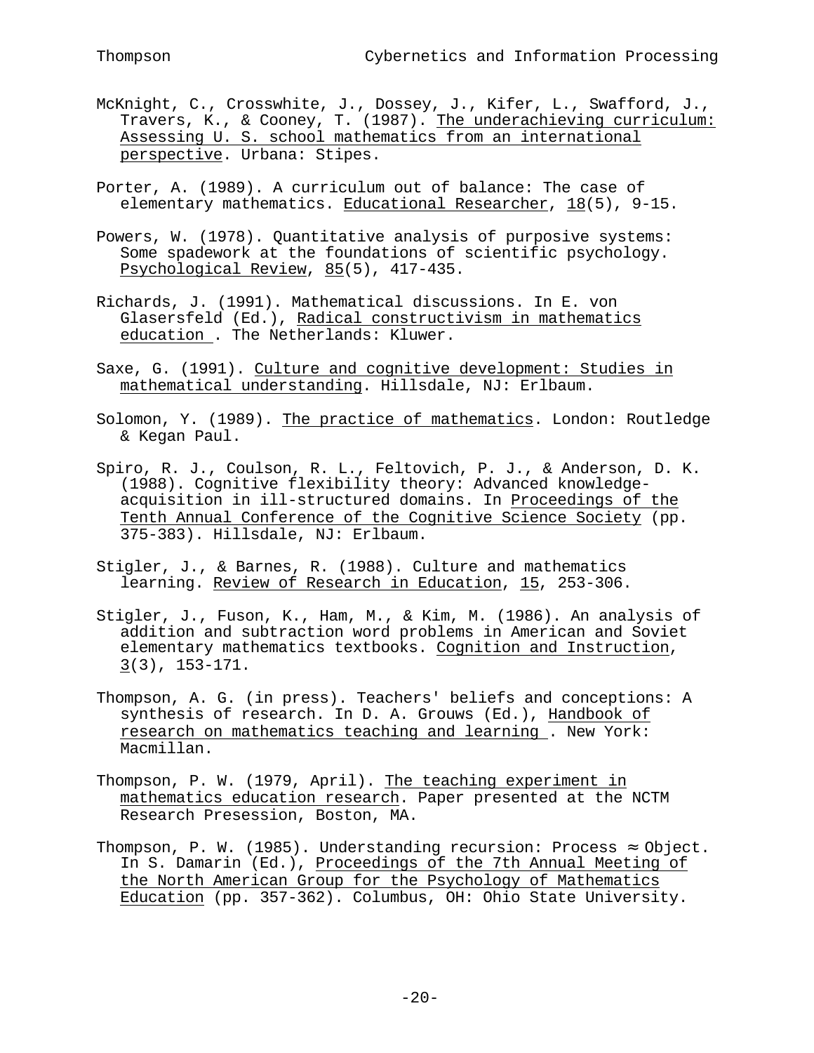McKnight, C., Crosswhite, J., Dossey, J., Kifer, L., Swafford, J., Travers, K., & Cooney, T. (1987). *The underachieving curriculum: Assessing U. S. school mathematics from an international perspective*. Urbana: Stipes.

Porter, A. (1989). A curriculum out of balance: The case of elementary mathematics. *Educational Researcher*, *18*(5), 9-15.

Powers, W. (1978). Quantitative analysis of purposive systems: Some spadework at the foundations of scientific psychology. *Psychological Review*, *85*(5), 417-435.

Richards, J. (1991). Mathematical discussions. In E. von Glasersfeld (Ed.), *Radical constructivism in mathematics education*. The Netherlands: Kluwer.

Saxe, G. (1991). *Culture and cognitive development: Studies in mathematical understanding*. Hillsdale, NJ: Erlbaum.

Solomon, Y. (1989). *The practice of mathematics*. London: Routledge & Kegan Paul.

Spiro, R. J., Coulson, R. L., Feltovich, P. J., & Anderson, D. K. (1988). Cognitive flexibility theory: Advanced knowledge-acquisition in ill-structured domains. In *Proceedings of the Tenth Annual Conference of the Cognitive Science Society* (pp. 375-383). Hillsdale, NJ: Erlbaum.

Stigler, J., & Barnes, R. (1988). Culture and mathematics learning. *Review of Research in Education*, *15*, 253-306.

Stigler, J., Fuson, K., Ham, M., & Kim, M. (1986). An analysis of addition and subtraction word problems in American and Soviet elementary mathematics textbooks. *Cognition and Instruction*, *3*(3), 153-171.

Thompson, A. G. (in press). Teachers' beliefs and conceptions: A synthesis of research. In D. A. Grouws (Ed.), *Handbook of research on mathematics teaching and learning*. New York: Macmillan.

Thompson, P. W. (1979, April). *The teaching experiment in mathematics education research*. Paper presented at the NCTM Research Presession, Boston, MA.

Thompson, P. W. (1985). Understanding recursion: Process ≈ Object. In S. Damarin (Ed.), *Proceedings of the 7th Annual Meeting of the North American Group for the Psychology of Mathematics Education* (pp. 357-362). Columbus, OH: Ohio State University.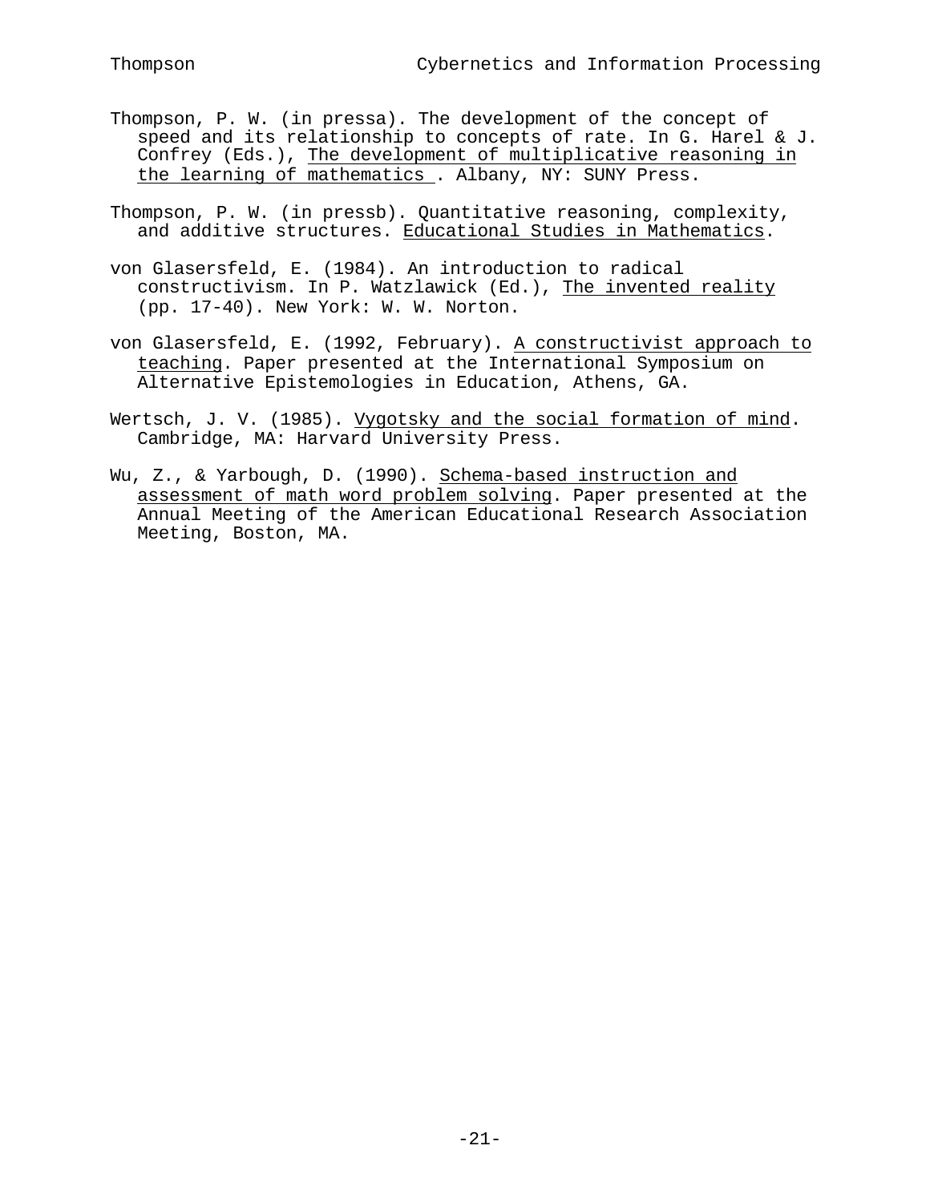Thompson, P. W. (in pressa). The development of the concept of speed and its relationship to concepts of rate. In G. Harel & J. Confrey (Eds.), The development of multiplicative reasoning in the learning of mathematics . Albany, NY: SUNY Press.

Thompson, P. W. (in pressb). Quantitative reasoning, complexity, and additive structures. Educational Studies in Mathematics.

von Glasersfeld, E. (1984). An introduction to radical constructivism. In P. Watzlawick (Ed.), The invented reality (pp. 17-40). New York: W. W. Norton.

von Glasersfeld, E. (1992, February). A constructivist approach to teaching. Paper presented at the International Symposium on Alternative Epistemologies in Education, Athens, GA.

Wertsch, J. V. (1985). Vygotsky and the social formation of mind. Cambridge, MA: Harvard University Press.

Wu, Z., & Yarbough, D. (1990). Schema-based instruction and assessment of math word problem solving. Paper presented at the Annual Meeting of the American Educational Research Association Meeting, Boston, MA.